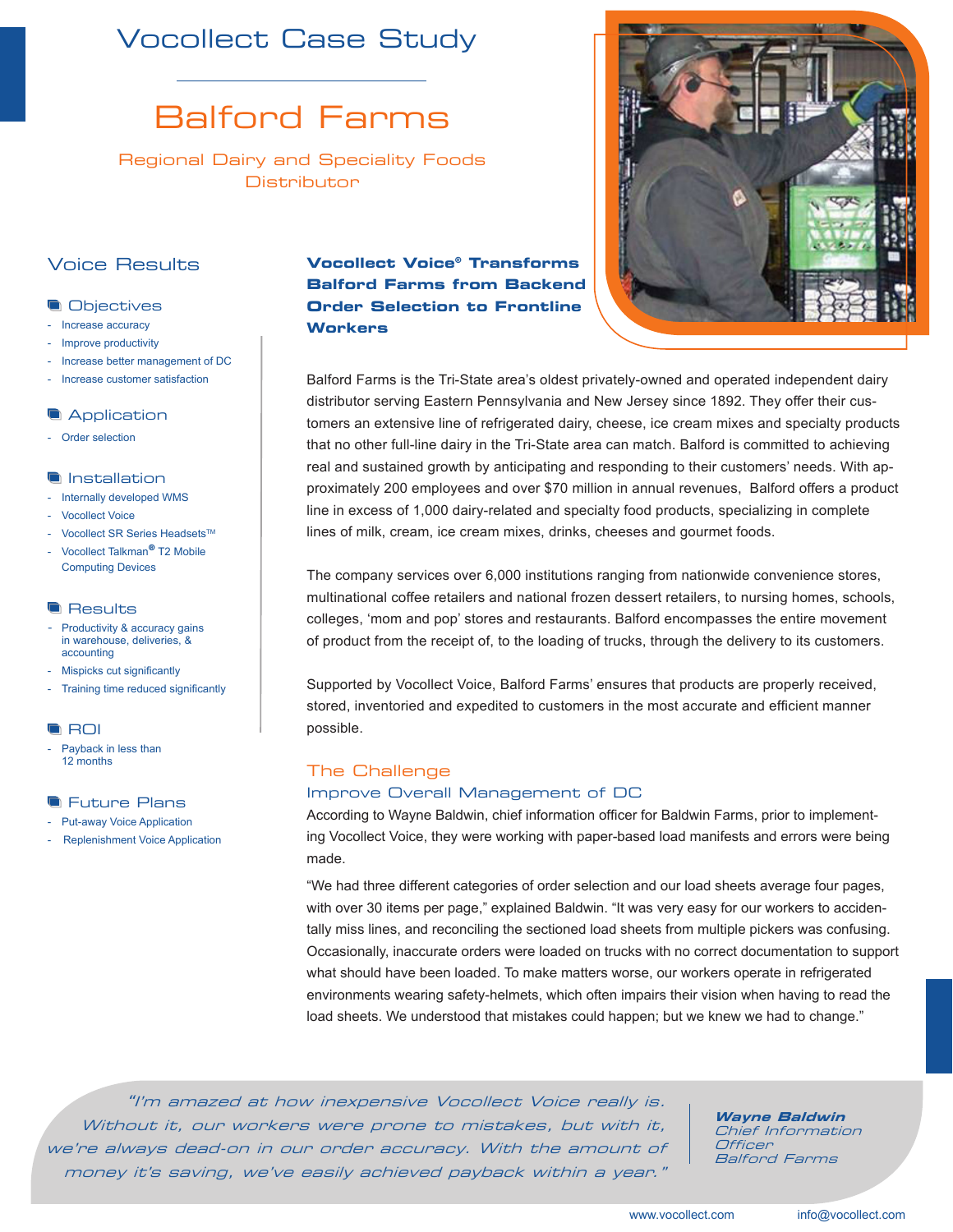# Vocollect Case Study

# Balford Farms

Regional Dairy and Speciality Foods Distributor

## Voice Results

### Objectives

- Increase accuracy
- Improve productivity
- Increase better management of DC
- Increase customer satisfaction

### Application

- Order selection

### Installation

- Internally developed WMS
- Vocollect Voice
- Vocollect SR Series Headsets™
- Vocollect Talkman® T2 Mobile Computing Devices

### Results

- Productivity & accuracy gains in warehouse, deliveries, & accounting
- Mispicks cut significantly
- Training time reduced significantly

### ROI

- Payback in less than 12 months

### Future Plans

- Put-away Voice Application
- Replenishment Voice Application

**Vocollect Voice® Transforms Balford Farms from Backend Order Selection to Frontline Workers**

Balford Farms is the Tri-State area's oldest privately-owned and operated independent dairy distributor serving Eastern Pennsylvania and New Jersey since 1892. They offer their customers an extensive line of refrigerated dairy, cheese, ice cream mixes and specialty products that no other full-line dairy in the Tri-State area can match. Balford is committed to achieving real and sustained growth by anticipating and responding to their customers' needs. With approximately 200 employees and over $70 million in annual revenues, Balford offers a product line in excess of 1,000 dairy-related and specialty food products, specializing in complete lines of milk, cream, ice cream mixes, drinks, cheeses and gourmet foods.

The company services over 6,000 institutions ranging from nationwide convenience stores, multinational coffee retailers and national frozen dessert retailers, to nursing homes, schools, colleges, 'mom and pop' stores and restaurants. Balford encompasses the entire movement of product from the receipt of, to the loading of trucks, through the delivery to its customers.

Supported by Vocollect Voice, Balford Farms' ensures that products are properly received, stored, inventoried and expedited to customers in the most accurate and efficient manner possible.

## The Challenge

### Improve Overall Management of DC

According to Wayne Baldwin, chief information officer for Baldwin Farms, prior to implementing Vocollect Voice, they were working with paper-based load manifests and errors were being made.

"We had three different categories of order selection and our load sheets average four pages, with over 30 items per page," explained Baldwin. "It was very easy for our workers to accidentally miss lines, and reconciling the sectioned load sheets from multiple pickers was confusing. Occasionally, inaccurate orders were loaded on trucks with no correct documentation to support what should have been loaded. To make matters worse, our workers operate in refrigerated environments wearing safety-helmets, which often impairs their vision when having to read the load sheets. We understood that mistakes could happen; but we knew we had to change."

> *"I'm amazed at how inexpensive Vocollect Voice really is. Without it, our workers were prone to mistakes, but with it, we're always dead-on in our order accuracy. With the amount of money it's saving, we've easily achieved payback within a year."*
>
> ***Wayne Baldwin***
> *Chief Information Officer*
> *Balford Farms*

www.vocollect.com info@vocollect.com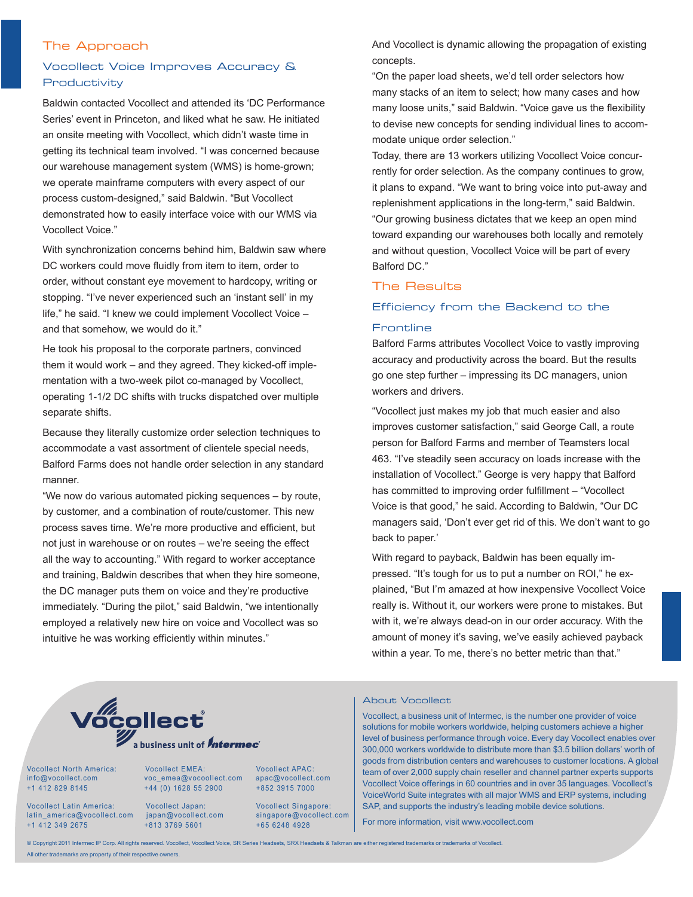## The Approach

### Vocollect Voice Improves Accuracy & Productivity

Baldwin contacted Vocollect and attended its 'DC Performance Series' event in Princeton, and liked what he saw. He initiated an onsite meeting with Vocollect, which didn't waste time in getting its technical team involved. "I was concerned because our warehouse management system (WMS) is home-grown; we operate mainframe computers with every aspect of our process custom-designed," said Baldwin. "But Vocollect demonstrated how to easily interface voice with our WMS via Vocollect Voice."

With synchronization concerns behind him, Baldwin saw where DC workers could move fluidly from item to item, order to order, without constant eye movement to hardcopy, writing or stopping. "I've never experienced such an 'instant sell' in my life," he said. "I knew we could implement Vocollect Voice – and that somehow, we would do it."

He took his proposal to the corporate partners, convinced them it would work – and they agreed. They kicked-off implementation with a two-week pilot co-managed by Vocollect, operating 1-1/2 DC shifts with trucks dispatched over multiple separate shifts.

Because they literally customize order selection techniques to accommodate a vast assortment of clientele special needs, Balford Farms does not handle order selection in any standard manner.

"We now do various automated picking sequences – by route, by customer, and a combination of route/customer. This new process saves time. We're more productive and efficient, but not just in warehouse or on routes – we're seeing the effect all the way to accounting." With regard to worker acceptance and training, Baldwin describes that when they hire someone, the DC manager puts them on voice and they're productive immediately. "During the pilot," said Baldwin, "we intentionally employed a relatively new hire on voice and Vocollect was so intuitive he was working efficiently within minutes."

And Vocollect is dynamic allowing the propagation of existing concepts.

"On the paper load sheets, we'd tell order selectors how many stacks of an item to select; how many cases and how many loose units," said Baldwin. "Voice gave us the flexibility to devise new concepts for sending individual lines to accommodate unique order selection."

Today, there are 13 workers utilizing Vocollect Voice concurrently for order selection. As the company continues to grow, it plans to expand. "We want to bring voice into put-away and replenishment applications in the long-term," said Baldwin. "Our growing business dictates that we keep an open mind toward expanding our warehouses both locally and remotely and without question, Vocollect Voice will be part of every Balford DC."

## The Results

### Efficiency from the Backend to the Frontline

Balford Farms attributes Vocollect Voice to vastly improving accuracy and productivity across the board. But the results go one step further – impressing its DC managers, union workers and drivers.

"Vocollect just makes my job that much easier and also improves customer satisfaction," said George Call, a route person for Balford Farms and member of Teamsters local 463. "I've steadily seen accuracy on loads increase with the installation of Vocollect." George is very happy that Balford has committed to improving order fulfillment – "Vocollect Voice is that good," he said. According to Baldwin, "Our DC managers said, 'Don't ever get rid of this. We don't want to go back to paper.'

With regard to payback, Baldwin has been equally impressed. "It's tough for us to put a number on ROI," he explained, "But I'm amazed at how inexpensive Vocollect Voice really is. Without it, our workers were prone to mistakes. But with it, we're always dead-on in our order accuracy. With the amount of money it's saving, we've easily achieved payback within a year. To me, there's no better metric than that."

Vocollect® a business unit of Intermec

Vocollect North America:
info@vocollect.com
+1 412 829 8145

Vocollect EMEA:
voc_emea@vocollect.com
+44 (0) 1628 55 2900

Vocollect APAC:
apac@vocollect.com
+852 3915 7000

Vocollect Latin America:
latin_america@vocollect.com
+1 412 349 2675

Vocollect Japan:
japan@vocollect.com
+813 3769 5601

Vocollect Singapore:
singapore@vocollect.com
+65 6248 4928

### About Vocollect

Vocollect, a business unit of Intermec, is the number one provider of voice solutions for mobile workers worldwide, helping customers achieve a higher level of business performance through voice. Every day Vocollect enables over 300,000 workers worldwide to distribute more than $3.5 billion dollars' worth of goods from distribution centers and warehouses to customer locations. A global team of over 2,000 supply chain reseller and channel partner experts supports Vocollect Voice offerings in 60 countries and in over 35 languages. Vocollect's VoiceWorld Suite integrates with all major WMS and ERP systems, including SAP, and supports the industry's leading mobile device solutions.

For more information, visit www.vocollect.com

© Copyright 2011 Intermec IP Corp. All rights reserved. Vocollect, Vocollect Voice, SR Series Headsets, SRX Headsets & Talkman are either registered trademarks or trademarks of Vocollect.
All other trademarks are property of their respective owners.